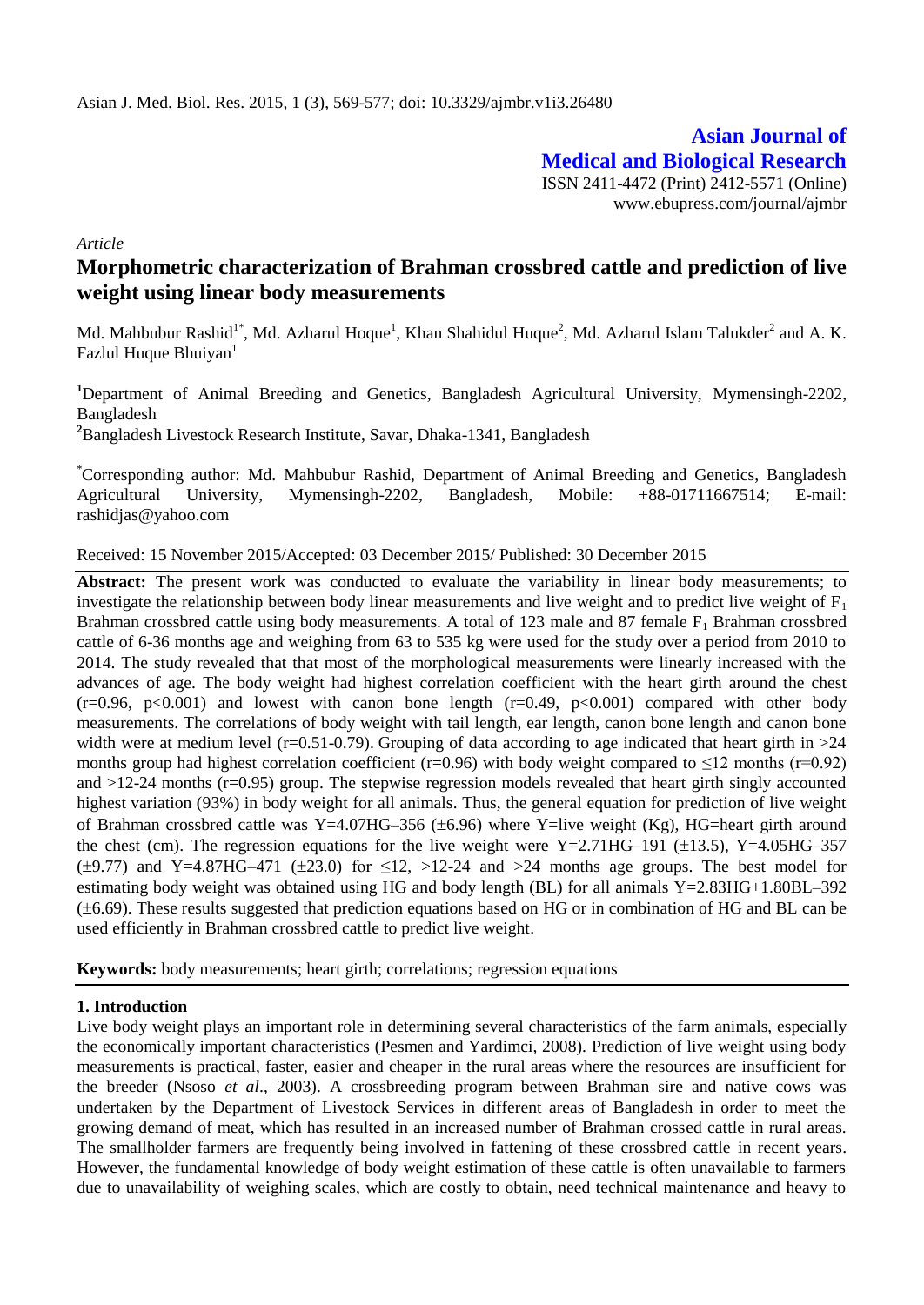**Asian Journal of Medical and Biological Research**

ISSN 2411-4472 (Print) 2412-5571 (Online)
www.ebupress.com/journal/ajmbr

*Article*

# Morphometric characterization of Brahman crossbred cattle and prediction of live weight using linear body measurements

Md. Mahbubur Rashid[1*], Md. Azharul Hoque[1], Khan Shahidul Huque[2], Md. Azharul Islam Talukder[2] and A. K. Fazlul Huque Bhuiyan[1]

[1]Department of Animal Breeding and Genetics, Bangladesh Agricultural University, Mymensingh-2202, Bangladesh

[2]Bangladesh Livestock Research Institute, Savar, Dhaka-1341, Bangladesh

[*]Corresponding author: Md. Mahbubur Rashid, Department of Animal Breeding and Genetics, Bangladesh Agricultural University, Mymensingh-2202, Bangladesh, Mobile: +88-01711667514; E-mail: rashidjas@yahoo.com

Received: 15 November 2015/Accepted: 03 December 2015/ Published: 30 December 2015

**Abstract:** The present work was conducted to evaluate the variability in linear body measurements; to investigate the relationship between body linear measurements and live weight and to predict live weight of $F_1$ Brahman crossbred cattle using body measurements. A total of 123 male and 87 female $F_1$ Brahman crossbred cattle of 6-36 months age and weighing from 63 to 535 kg were used for the study over a period from 2010 to 2014. The study revealed that that most of the morphological measurements were linearly increased with the advances of age. The body weight had highest correlation coefficient with the heart girth around the chest ($r=0.96$, $p<0.001$) and lowest with canon bone length ($r=0.49$, $p<0.001$) compared with other body measurements. The correlations of body weight with tail length, ear length, canon bone length and canon bone width were at medium level ($r=0.51$-$0.79$). Grouping of data according to age indicated that heart girth in >24 months group had highest correlation coefficient ($r=0.96$) with body weight compared to ≤12 months ($r=0.92$) and >12-24 months ($r=0.95$) group. The stepwise regression models revealed that heart girth singly accounted highest variation (93%) in body weight for all animals. Thus, the general equation for prediction of live weight of Brahman crossbred cattle was $Y=4.07HG–356$ (±6.96) where Y=live weight (Kg), HG=heart girth around the chest (cm). The regression equations for the live weight were $Y=2.71HG–191$ (±13.5), $Y=4.05HG–357$ (±9.77) and $Y=4.87HG–471$ (±23.0) for ≤12, >12-24 and >24 months age groups. The best model for estimating body weight was obtained using HG and body length (BL) for all animals $Y=2.83HG+1.80BL–392$ (±6.69). These results suggested that prediction equations based on HG or in combination of HG and BL can be used efficiently in Brahman crossbred cattle to predict live weight.

**Keywords:** body measurements; heart girth; correlations; regression equations

## 1. Introduction

Live body weight plays an important role in determining several characteristics of the farm animals, especially the economically important characteristics (Pesmen and Yardimci, 2008). Prediction of live weight using body measurements is practical, faster, easier and cheaper in the rural areas where the resources are insufficient for the breeder (Nsoso *et al*., 2003). A crossbreeding program between Brahman sire and native cows was undertaken by the Department of Livestock Services in different areas of Bangladesh in order to meet the growing demand of meat, which has resulted in an increased number of Brahman crossed cattle in rural areas. The smallholder farmers are frequently being involved in fattening of these crossbred cattle in recent years. However, the fundamental knowledge of body weight estimation of these cattle is often unavailable to farmers due to unavailability of weighing scales, which are costly to obtain, need technical maintenance and heavy to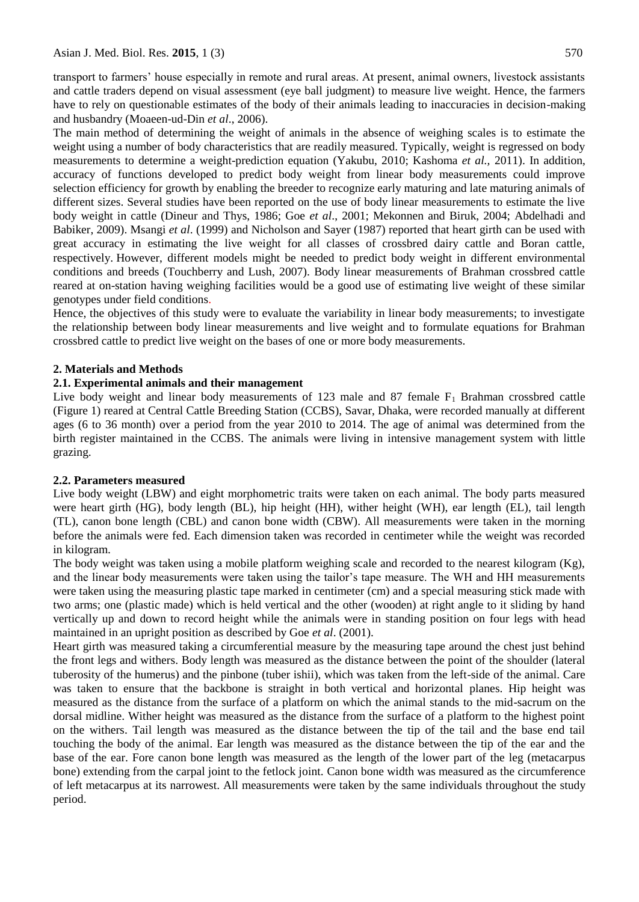transport to farmers' house especially in remote and rural areas. At present, animal owners, livestock assistants and cattle traders depend on visual assessment (eye ball judgment) to measure live weight. Hence, the farmers have to rely on questionable estimates of the body of their animals leading to inaccuracies in decision-making and husbandry (Moaeen-ud-Din *et al*., 2006).

The main method of determining the weight of animals in the absence of weighing scales is to estimate the weight using a number of body characteristics that are readily measured. Typically, weight is regressed on body measurements to determine a weight-prediction equation (Yakubu, 2010; Kashoma *et al.,* 2011). In addition, accuracy of functions developed to predict body weight from linear body measurements could improve selection efficiency for growth by enabling the breeder to recognize early maturing and late maturing animals of different sizes. Several studies have been reported on the use of body linear measurements to estimate the live body weight in cattle (Dineur and Thys, 1986; Goe *et al*., 2001; Mekonnen and Biruk, 2004; Abdelhadi and Babiker, 2009). Msangi *et al*. (1999) and Nicholson and Sayer (1987) reported that heart girth can be used with great accuracy in estimating the live weight for all classes of crossbred dairy cattle and Boran cattle, respectively. However, different models might be needed to predict body weight in different environmental conditions and breeds (Touchberry and Lush, 2007). Body linear measurements of Brahman crossbred cattle reared at on-station having weighing facilities would be a good use of estimating live weight of these similar genotypes under field conditions.

Hence, the objectives of this study were to evaluate the variability in linear body measurements; to investigate the relationship between body linear measurements and live weight and to formulate equations for Brahman crossbred cattle to predict live weight on the bases of one or more body measurements.

## 2. Materials and Methods

### 2.1. Experimental animals and their management

Live body weight and linear body measurements of 123 male and 87 female $F_1$ Brahman crossbred cattle (Figure 1) reared at Central Cattle Breeding Station (CCBS), Savar, Dhaka, were recorded manually at different ages (6 to 36 month) over a period from the year 2010 to 2014. The age of animal was determined from the birth register maintained in the CCBS. The animals were living in intensive management system with little grazing.

### 2.2. Parameters measured

Live body weight (LBW) and eight morphometric traits were taken on each animal. The body parts measured were heart girth (HG), body length (BL), hip height (HH), wither height (WH), ear length (EL), tail length (TL), canon bone length (CBL) and canon bone width (CBW). All measurements were taken in the morning before the animals were fed. Each dimension taken was recorded in centimeter while the weight was recorded in kilogram.

The body weight was taken using a mobile platform weighing scale and recorded to the nearest kilogram (Kg), and the linear body measurements were taken using the tailor's tape measure. The WH and HH measurements were taken using the measuring plastic tape marked in centimeter (cm) and a special measuring stick made with two arms; one (plastic made) which is held vertical and the other (wooden) at right angle to it sliding by hand vertically up and down to record height while the animals were in standing position on four legs with head maintained in an upright position as described by Goe *et al*. (2001).

Heart girth was measured taking a circumferential measure by the measuring tape around the chest just behind the front legs and withers. Body length was measured as the distance between the point of the shoulder (lateral tuberosity of the humerus) and the pinbone (tuber ishii), which was taken from the left-side of the animal. Care was taken to ensure that the backbone is straight in both vertical and horizontal planes. Hip height was measured as the distance from the surface of a platform on which the animal stands to the mid-sacrum on the dorsal midline. Wither height was measured as the distance from the surface of a platform to the highest point on the withers. Tail length was measured as the distance between the tip of the tail and the base end tail touching the body of the animal. Ear length was measured as the distance between the tip of the ear and the base of the ear. Fore canon bone length was measured as the length of the lower part of the leg (metacarpus bone) extending from the carpal joint to the fetlock joint. Canon bone width was measured as the circumference of left metacarpus at its narrowest. All measurements were taken by the same individuals throughout the study period.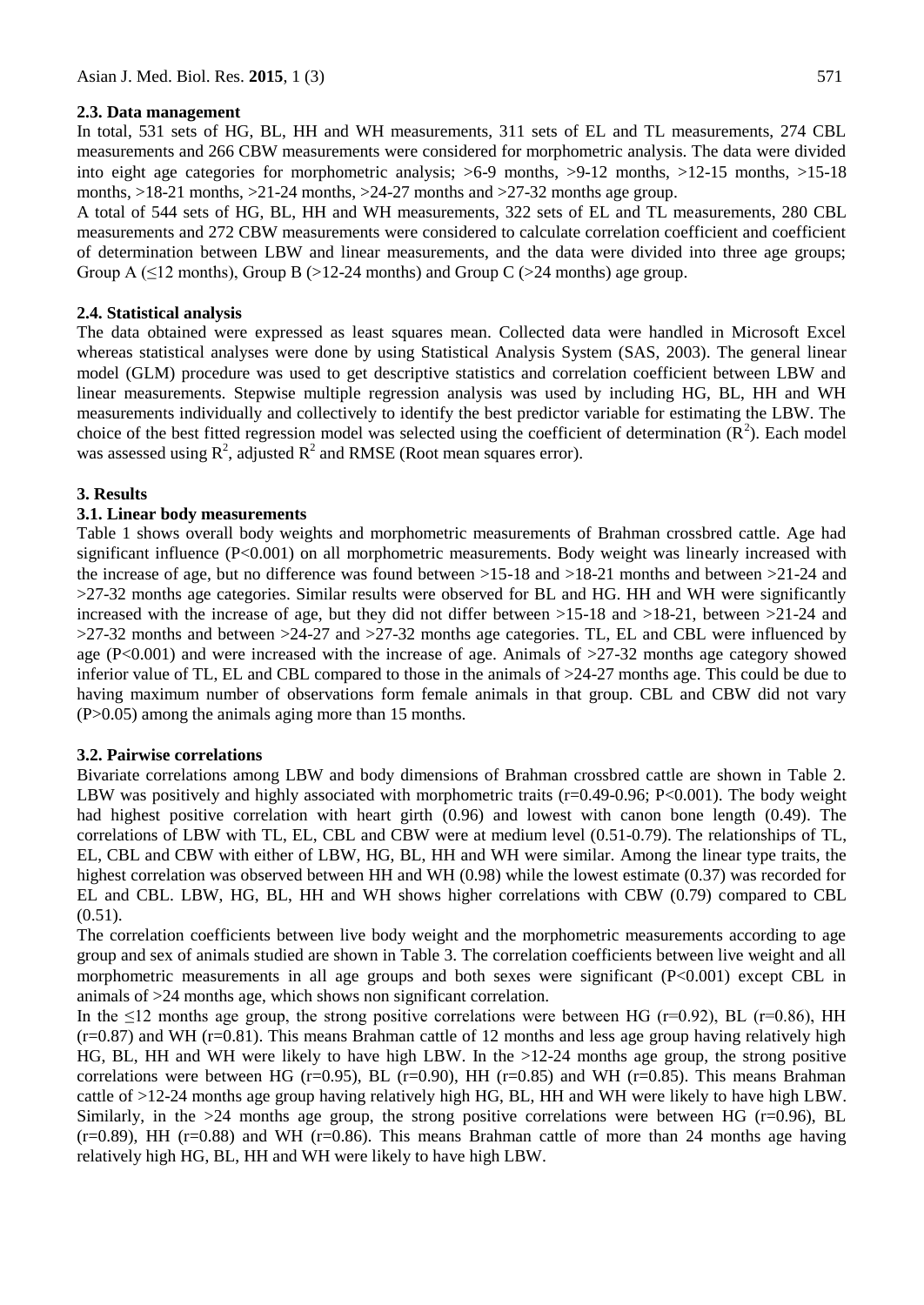### 2.3. Data management

In total, 531 sets of HG, BL, HH and WH measurements, 311 sets of EL and TL measurements, 274 CBL measurements and 266 CBW measurements were considered for morphometric analysis. The data were divided into eight age categories for morphometric analysis; >6-9 months, >9-12 months, >12-15 months, >15-18 months, >18-21 months, >21-24 months, >24-27 months and >27-32 months age group.

A total of 544 sets of HG, BL, HH and WH measurements, 322 sets of EL and TL measurements, 280 CBL measurements and 272 CBW measurements were considered to calculate correlation coefficient and coefficient of determination between LBW and linear measurements, and the data were divided into three age groups; Group A (≤12 months), Group B (>12-24 months) and Group C (>24 months) age group.

### 2.4. Statistical analysis

The data obtained were expressed as least squares mean. Collected data were handled in Microsoft Excel whereas statistical analyses were done by using Statistical Analysis System (SAS, 2003). The general linear model (GLM) procedure was used to get descriptive statistics and correlation coefficient between LBW and linear measurements. Stepwise multiple regression analysis was used by including HG, BL, HH and WH measurements individually and collectively to identify the best predictor variable for estimating the LBW. The choice of the best fitted regression model was selected using the coefficient of determination ($R^2$). Each model was assessed using $R^2$, adjusted $R^2$ and RMSE (Root mean squares error).

## 3. Results

### 3.1. Linear body measurements

Table 1 shows overall body weights and morphometric measurements of Brahman crossbred cattle. Age had significant influence ($P<0.001$) on all morphometric measurements. Body weight was linearly increased with the increase of age, but no difference was found between >15-18 and >18-21 months and between >21-24 and >27-32 months age categories. Similar results were observed for BL and HG. HH and WH were significantly increased with the increase of age, but they did not differ between >15-18 and >18-21, between >21-24 and >27-32 months and between >24-27 and >27-32 months age categories. TL, EL and CBL were influenced by age ($P<0.001$) and were increased with the increase of age. Animals of >27-32 months age category showed inferior value of TL, EL and CBL compared to those in the animals of >24-27 months age. This could be due to having maximum number of observations form female animals in that group. CBL and CBW did not vary ($P>0.05$) among the animals aging more than 15 months.

### 3.2. Pairwise correlations

Bivariate correlations among LBW and body dimensions of Brahman crossbred cattle are shown in Table 2. LBW was positively and highly associated with morphometric traits ($r=0.49$-$0.96$; $P<0.001$). The body weight had highest positive correlation with heart girth (0.96) and lowest with canon bone length (0.49). The correlations of LBW with TL, EL, CBL and CBW were at medium level (0.51-0.79). The relationships of TL, EL, CBL and CBW with either of LBW, HG, BL, HH and WH were similar. Among the linear type traits, the highest correlation was observed between HH and WH (0.98) while the lowest estimate (0.37) was recorded for EL and CBL. LBW, HG, BL, HH and WH shows higher correlations with CBW (0.79) compared to CBL (0.51).

The correlation coefficients between live body weight and the morphometric measurements according to age group and sex of animals studied are shown in Table 3. The correlation coefficients between live weight and all morphometric measurements in all age groups and both sexes were significant ($P<0.001$) except CBL in animals of >24 months age, which shows non significant correlation.

In the ≤12 months age group, the strong positive correlations were between HG ($r=0.92$), BL ($r=0.86$), HH ($r=0.87$) and WH ($r=0.81$). This means Brahman cattle of 12 months and less age group having relatively high HG, BL, HH and WH were likely to have high LBW. In the >12-24 months age group, the strong positive correlations were between HG ($r=0.95$), BL ($r=0.90$), HH ($r=0.85$) and WH ($r=0.85$). This means Brahman cattle of >12-24 months age group having relatively high HG, BL, HH and WH were likely to have high LBW. Similarly, in the >24 months age group, the strong positive correlations were between HG ($r=0.96$), BL ($r=0.89$), HH ($r=0.88$) and WH ($r=0.86$). This means Brahman cattle of more than 24 months age having relatively high HG, BL, HH and WH were likely to have high LBW.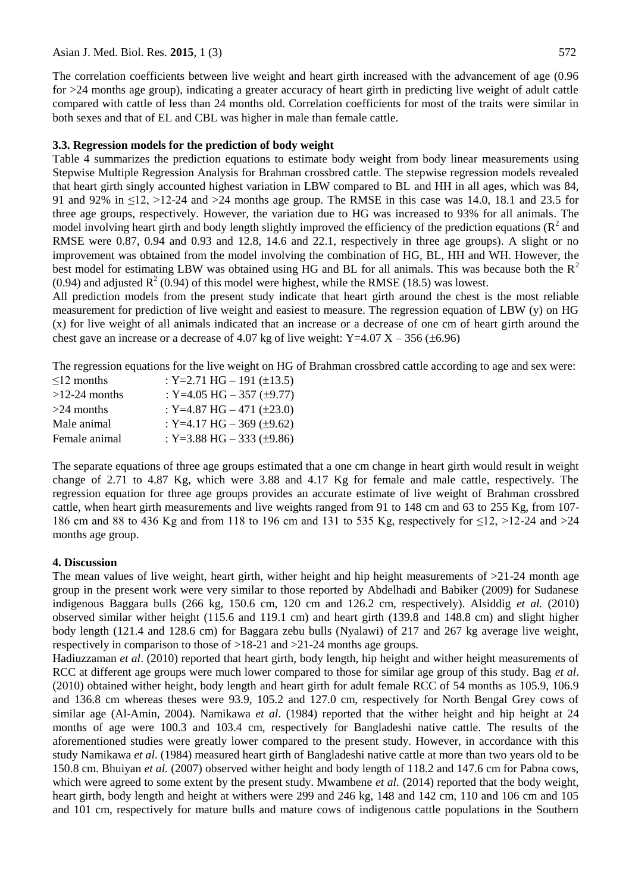The correlation coefficients between live weight and heart girth increased with the advancement of age (0.96 for >24 months age group), indicating a greater accuracy of heart girth in predicting live weight of adult cattle compared with cattle of less than 24 months old. Correlation coefficients for most of the traits were similar in both sexes and that of EL and CBL was higher in male than female cattle.

### 3.3. Regression models for the prediction of body weight

Table 4 summarizes the prediction equations to estimate body weight from body linear measurements using Stepwise Multiple Regression Analysis for Brahman crossbred cattle. The stepwise regression models revealed that heart girth singly accounted highest variation in LBW compared to BL and HH in all ages, which was 84, 91 and 92% in ≤12, >12-24 and >24 months age group. The RMSE in this case was 14.0, 18.1 and 23.5 for three age groups, respectively. However, the variation due to HG was increased to 93% for all animals. The model involving heart girth and body length slightly improved the efficiency of the prediction equations ($R^2$ and RMSE were 0.87, 0.94 and 0.93 and 12.8, 14.6 and 22.1, respectively in three age groups). A slight or no improvement was obtained from the model involving the combination of HG, BL, HH and WH. However, the best model for estimating LBW was obtained using HG and BL for all animals. This was because both the $R^2$ (0.94) and adjusted $R^2$ (0.94) of this model were highest, while the RMSE (18.5) was lowest.

All prediction models from the present study indicate that heart girth around the chest is the most reliable measurement for prediction of live weight and easiest to measure. The regression equation of LBW (y) on HG (x) for live weight of all animals indicated that an increase or a decrease of one cm of heart girth around the chest gave an increase or a decrease of 4.07 kg of live weight: $Y=4.07\ X - 356\ (\pm 6.96)$

The regression equations for the live weight on HG of Brahman crossbred cattle according to age and sex were:

| | |
|---|---|
| ≤12 months | : $Y=2.71\ HG - 191\ (\pm 13.5)$ |
| >12-24 months | : $Y=4.05\ HG - 357\ (\pm 9.77)$ |
| >24 months | : $Y=4.87\ HG - 471\ (\pm 23.0)$ |
| Male animal | : $Y=4.17\ HG - 369\ (\pm 9.62)$ |
| Female animal | : $Y=3.88\ HG - 333\ (\pm 9.86)$ |

The separate equations of three age groups estimated that a one cm change in heart girth would result in weight change of 2.71 to 4.87 Kg, which were 3.88 and 4.17 Kg for female and male cattle, respectively. The regression equation for three age groups provides an accurate estimate of live weight of Brahman crossbred cattle, when heart girth measurements and live weights ranged from 91 to 148 cm and 63 to 255 Kg, from 107-186 cm and 88 to 436 Kg and from 118 to 196 cm and 131 to 535 Kg, respectively for ≤12, >12-24 and >24 months age group.

## 4. Discussion

The mean values of live weight, heart girth, wither height and hip height measurements of >21-24 month age group in the present work were very similar to those reported by Abdelhadi and Babiker (2009) for Sudanese indigenous Baggara bulls (266 kg, 150.6 cm, 120 cm and 126.2 cm, respectively). Alsiddig *et al.* (2010) observed similar wither height (115.6 and 119.1 cm) and heart girth (139.8 and 148.8 cm) and slight higher body length (121.4 and 128.6 cm) for Baggara zebu bulls (Nyalawi) of 217 and 267 kg average live weight, respectively in comparison to those of >18-21 and >21-24 months age groups.

Hadiuzzaman *et al*. (2010) reported that heart girth, body length, hip height and wither height measurements of RCC at different age groups were much lower compared to those for similar age group of this study. Bag *et al*. (2010) obtained wither height, body length and heart girth for adult female RCC of 54 months as 105.9, 106.9 and 136.8 cm whereas theses were 93.9, 105.2 and 127.0 cm, respectively for North Bengal Grey cows of similar age (Al-Amin, 2004). Namikawa *et al*. (1984) reported that the wither height and hip height at 24 months of age were 100.3 and 103.4 cm, respectively for Bangladeshi native cattle. The results of the aforementioned studies were greatly lower compared to the present study. However, in accordance with this study Namikawa *et al*. (1984) measured heart girth of Bangladeshi native cattle at more than two years old to be 150.8 cm. Bhuiyan *et al.* (2007) observed wither height and body length of 118.2 and 147.6 cm for Pabna cows, which were agreed to some extent by the present study. Mwambene *et al.* (2014) reported that the body weight, heart girth, body length and height at withers were 299 and 246 kg, 148 and 142 cm, 110 and 106 cm and 105 and 101 cm, respectively for mature bulls and mature cows of indigenous cattle populations in the Southern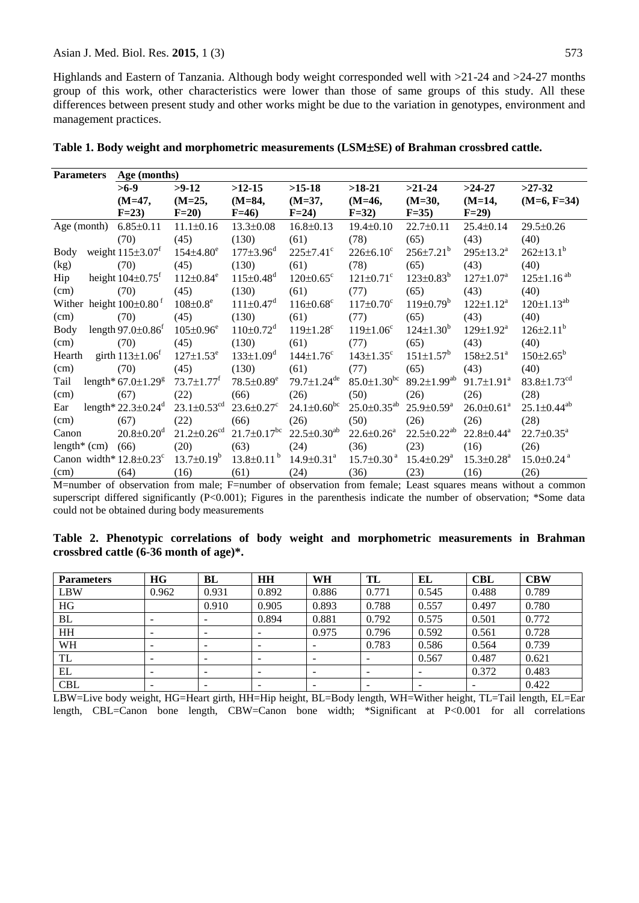Highlands and Eastern of Tanzania. Although body weight corresponded well with >21-24 and >24-27 months group of this work, other characteristics were lower than those of same groups of this study. All these differences between present study and other works might be due to the variation in genotypes, environment and management practices.

**Table 1. Body weight and morphometric measurements (LSM±SE) of Brahman crossbred cattle.**

| Parameters | Age (months) | | | | | | | |
|---|---|---|---|---|---|---|---|---|
| | >6-9 (M=47, F=23) | >9-12 (M=25, F=20) | >12-15 (M=84, F=46) | >15-18 (M=37, F=24) | >18-21 (M=46, F=32) | >21-24 (M=30, F=35) | >24-27 (M=14, F=29) | >27-32 (M=6, F=34) |
| Age (month) | 6.85±0.11 (70) | 11.1±0.16 (45) | 13.3±0.08 (130) | 16.8±0.13 (61) | 19.4±0.10 (78) | 22.7±0.11 (65) | 25.4±0.14 (43) | 29.5±0.26 (40) |
| Body weight (kg) | 115±3.07[f] (70) | 154±4.80[e] (45) | 177±3.96[d] (130) | 225±7.41[c] (61) | 226±6.10[c] (78) | 256±7.21[b] (65) | 295±13.2[a] (43) | 262±13.1[b] (40) |
| Hip height (cm) | 104±0.75[f] (70) | 112±0.84[e] (45) | 115±0.48[d] (130) | 120±0.65[c] (61) | 121±0.71[c] (77) | 123±0.83[b] (65) | 127±1.07[a] (43) | 125±1.16[ab] (40) |
| Wither height (cm) | 100±0.80[f] (70) | 108±0.8[e] (45) | 111±0.47[d] (130) | 116±0.68[c] (61) | 117±0.70[c] (77) | 119±0.79[b] (65) | 122±1.12[a] (43) | 120±1.13[ab] (40) |
| Body length (cm) | 97.0±0.86[f] (70) | 105±0.96[e] (45) | 110±0.72[d] (130) | 119±1.28[c] (61) | 119±1.06[c] (77) | 124±1.30[b] (65) | 129±1.92[a] (43) | 126±2.11[b] (40) |
| Hearth girth (cm) | 113±1.06[f] (70) | 127±1.53[e] (45) | 133±1.09[d] (130) | 144±1.76[c] (61) | 143±1.35[c] (77) | 151±1.57[b] (65) | 158±2.51[a] (43) | 150±2.65[b] (40) |
| Tail length* (cm) | 67.0±1.29[g] (67) | 73.7±1.77[f] (22) | 78.5±0.89[e] (66) | 79.7±1.24[de] (26) | 85.0±1.30[bc] (50) | 89.2±1.99[ab] (26) | 91.7±1.91[a] (26) | 83.8±1.73[cd] (28) |
| Ear length* (cm) | 22.3±0.24[d] (67) | 23.1±0.53[cd] (22) | 23.6±0.27[c] (66) | 24.1±0.60[bc] (26) | 25.0±0.35[ab] (50) | 25.9±0.59[a] (26) | 26.0±0.61[a] (26) | 25.1±0.44[ab] (28) |
| Canon length* (cm) | 20.8±0.20[d] (66) | 21.2±0.26[cd] (20) | 21.7±0.17[bc] (63) | 22.5±0.30[ab] (24) | 22.6±0.26[a] (36) | 22.5±0.22[ab] (23) | 22.8±0.44[a] (16) | 22.7±0.35[a] (26) |
| Canon width* (cm) | 12.8±0.23[c] (64) | 13.7±0.19[b] (16) | 13.8±0.11[b] (61) | 14.9±0.31[a] (24) | 15.7±0.30[a] (36) | 15.4±0.29[a] (23) | 15.3±0.28[a] (16) | 15.0±0.24[a] (26) |

M=number of observation from male; F=number of observation from female; Least squares means without a common superscript differed significantly (P<0.001); Figures in the parenthesis indicate the number of observation; *Some data could not be obtained during body measurements

**Table 2. Phenotypic correlations of body weight and morphometric measurements in Brahman crossbred cattle (6-36 month of age)*.**

| Parameters | HG | BL | HH | WH | TL | EL | CBL | CBW |
|---|---|---|---|---|---|---|---|---|
| LBW | 0.962 | 0.931 | 0.892 | 0.886 | 0.771 | 0.545 | 0.488 | 0.789 |
| HG | | 0.910 | 0.905 | 0.893 | 0.788 | 0.557 | 0.497 | 0.780 |
| BL | - | - | 0.894 | 0.881 | 0.792 | 0.575 | 0.501 | 0.772 |
| HH | - | - | - | 0.975 | 0.796 | 0.592 | 0.561 | 0.728 |
| WH | - | - | - | - | 0.783 | 0.586 | 0.564 | 0.739 |
| TL | - | - | - | - | - | 0.567 | 0.487 | 0.621 |
| EL | - | - | - | - | - | - | 0.372 | 0.483 |
| CBL | - | - | - | - | - | - | - | 0.422 |

LBW=Live body weight, HG=Heart girth, HH=Hip height, BL=Body length, WH=Wither height, TL=Tail length, EL=Ear length, CBL=Canon bone length, CBW=Canon bone width; *Significant at P<0.001 for all correlations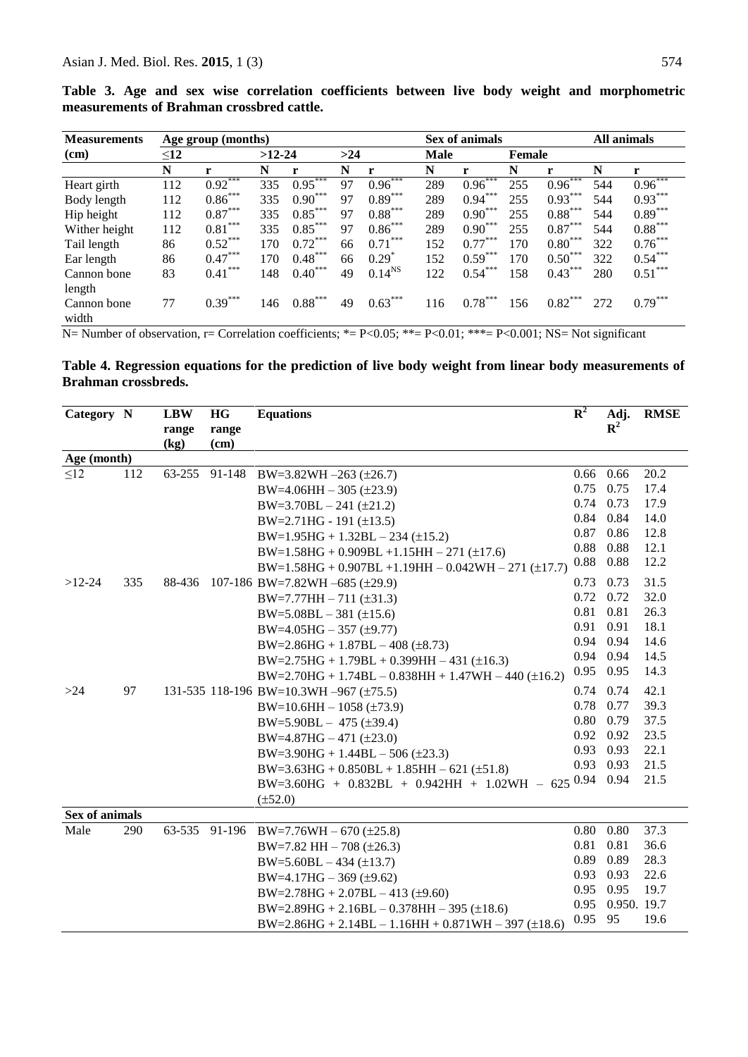**Table 3. Age and sex wise correlation coefficients between live body weight and morphometric measurements of Brahman crossbred cattle.**

| Measurements (cm) | Age group (months) | | | | | | Sex of animals | | | | All animals | |
|---|---|---|---|---|---|---|---|---|---|---|---|---|
| | ≤12 | | >12-24 | | >24 | | Male | | Female | | | |
| | N | r | N | r | N | r | N | r | N | r | N | r |
| Heart girth | 112 | $0.92^{***}$ | 335 | $0.95^{***}$ | 97 | $0.96^{***}$ | 289 | $0.96^{***}$ | 255 | $0.96^{***}$ | 544 | $0.96^{***}$ |
| Body length | 112 | $0.86^{***}$ | 335 | $0.90^{***}$ | 97 | $0.89^{***}$ | 289 | $0.94^{***}$ | 255 | $0.93^{***}$ | 544 | $0.93^{***}$ |
| Hip height | 112 | $0.87^{***}$ | 335 | $0.85^{***}$ | 97 | $0.88^{***}$ | 289 | $0.90^{***}$ | 255 | $0.88^{***}$ | 544 | $0.89^{***}$ |
| Wither height | 112 | $0.81^{***}$ | 335 | $0.85^{***}$ | 97 | $0.86^{***}$ | 289 | $0.90^{***}$ | 255 | $0.87^{***}$ | 544 | $0.88^{***}$ |
| Tail length | 86 | $0.52^{***}$ | 170 | $0.72^{***}$ | 66 | $0.71^{***}$ | 152 | $0.77^{***}$ | 170 | $0.80^{***}$ | 322 | $0.76^{***}$ |
| Ear length | 86 | $0.47^{***}$ | 170 | $0.48^{***}$ | 66 | $0.29^{*}$ | 152 | $0.59^{***}$ | 170 | $0.50^{***}$ | 322 | $0.54^{***}$ |
| Cannon bone length | 83 | $0.41^{***}$ | 148 | $0.40^{***}$ | 49 | $0.14^{NS}$ | 122 | $0.54^{***}$ | 158 | $0.43^{***}$ | 280 | $0.51^{***}$ |
| Cannon bone width | 77 | $0.39^{***}$ | 146 | $0.88^{***}$ | 49 | $0.63^{***}$ | 116 | $0.78^{***}$ | 156 | $0.82^{***}$ | 272 | $0.79^{***}$ |

N= Number of observation, r= Correlation coefficients; *= P<0.05; **= P<0.01; ***= P<0.001; NS= Not significant

**Table 4. Regression equations for the prediction of live body weight from linear body measurements of Brahman crossbreds.**

| Category | N | LBW range (kg) | HG range (cm) | Equations | $R^2$ | Adj. $R^2$ | RMSE |
|---|---|---|---|---|---|---|---|
| **Age (month)** | | | | | | | |
| ≤12 | 112 | 63-255 | 91-148 | BW=3.82WH –263 (±26.7) | 0.66 | 0.66 | 20.2 |
| | | | | BW=4.06HH – 305 (±23.9) | 0.75 | 0.75 | 17.4 |
| | | | | BW=3.70BL – 241 (±21.2) | 0.74 | 0.73 | 17.9 |
| | | | | BW=2.71HG - 191 (±13.5) | 0.84 | 0.84 | 14.0 |
| | | | | BW=1.95HG + 1.32BL – 234 (±15.2) | 0.87 | 0.86 | 12.8 |
| | | | | BW=1.58HG + 0.909BL +1.15HH – 271 (±17.6) | 0.88 | 0.88 | 12.1 |
| | | | | BW=1.58HG + 0.907BL +1.19HH – 0.042WH – 271 (±17.7) | 0.88 | 0.88 | 12.2 |
| >12-24 | 335 | 88-436 | 107-186 | BW=7.82WH –685 (±29.9) | 0.73 | 0.73 | 31.5 |
| | | | | BW=7.77HH – 711 (±31.3) | 0.72 | 0.72 | 32.0 |
| | | | | BW=5.08BL – 381 (±15.6) | 0.81 | 0.81 | 26.3 |
| | | | | BW=4.05HG – 357 (±9.77) | 0.91 | 0.91 | 18.1 |
| | | | | BW=2.86HG + 1.87BL – 408 (±8.73) | 0.94 | 0.94 | 14.6 |
| | | | | BW=2.75HG + 1.79BL + 0.399HH – 431 (±16.3) | 0.94 | 0.94 | 14.5 |
| | | | | BW=2.70HG + 1.74BL – 0.838HH + 1.47WH – 440 (±16.2) | 0.95 | 0.95 | 14.3 |
| >24 | 97 | 131-535 | 118-196 | BW=10.3WH –967 (±75.5) | 0.74 | 0.74 | 42.1 |
| | | | | BW=10.6HH – 1058 (±73.9) | 0.78 | 0.77 | 39.3 |
| | | | | BW=5.90BL – 475 (±39.4) | 0.80 | 0.79 | 37.5 |
| | | | | BW=4.87HG – 471 (±23.0) | 0.92 | 0.92 | 23.5 |
| | | | | BW=3.90HG + 1.44BL – 506 (±23.3) | 0.93 | 0.93 | 22.1 |
| | | | | BW=3.63HG + 0.850BL + 1.85HH – 621 (±51.8) | 0.93 | 0.93 | 21.5 |
| | | | | BW=3.60HG + 0.832BL + 0.942HH + 1.02WH – 625 (±52.0) | 0.94 | 0.94 | 21.5 |
| **Sex of animals** | | | | | | | |
| Male | 290 | 63-535 | 91-196 | BW=7.76WH – 670 (±25.8) | 0.80 | 0.80 | 37.3 |
| | | | | BW=7.82 HH – 708 (±26.3) | 0.81 | 0.81 | 36.6 |
| | | | | BW=5.60BL – 434 (±13.7) | 0.89 | 0.89 | 28.3 |
| | | | | BW=4.17HG – 369 (±9.62) | 0.93 | 0.93 | 22.6 |
| | | | | BW=2.78HG + 2.07BL – 413 (±9.60) | 0.95 | 0.95 | 19.7 |
| | | | | BW=2.89HG + 2.16BL – 0.378HH – 395 (±18.6) | 0.95 | 0.950. | 19.7 |
| | | | | BW=2.86HG + 2.14BL – 1.16HH + 0.871WH – 397 (±18.6) | 0.95 | 95 | 19.6 |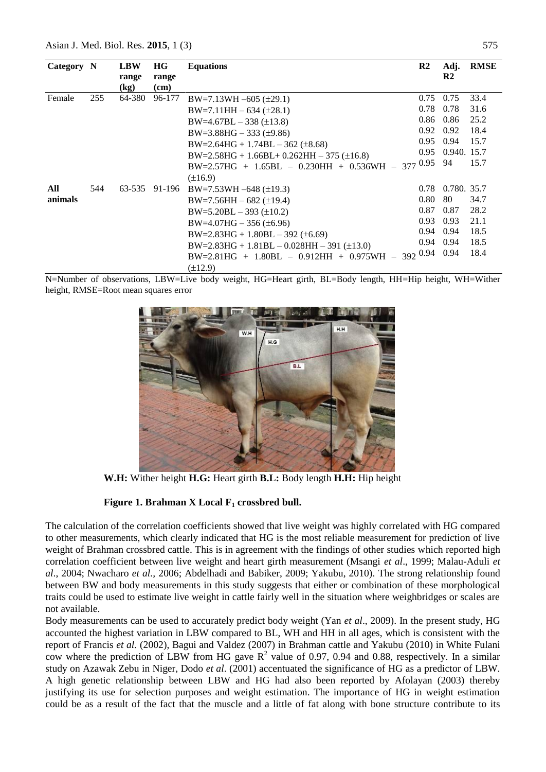| Category | N | LBW range (kg) | HG range (cm) | Equations | R2 | Adj. R2 | RMSE |
|---|---|---|---|---|---|---|---|
| Female | 255 | 64-380 | 96-177 | BW=7.13WH –605 (±29.1) | 0.75 | 0.75 | 33.4 |
| | | | | BW=7.11HH – 634 (±28.1) | 0.78 | 0.78 | 31.6 |
| | | | | BW=4.67BL – 338 (±13.8) | 0.86 | 0.86 | 25.2 |
| | | | | BW=3.88HG – 333 (±9.86) | 0.92 | 0.92 | 18.4 |
| | | | | BW=2.64HG + 1.74BL – 362 (±8.68) | 0.95 | 0.94 | 15.7 |
| | | | | BW=2.58HG + 1.66BL+ 0.262HH – 375 (±16.8) | 0.95 | 0.940. | 15.7 |
| | | | | BW=2.57HG + 1.65BL – 0.230HH + 0.536WH – 377 (±16.9) | 0.95 | 94 | 15.7 |
| All animals | 544 | 63-535 | 91-196 | BW=7.53WH –648 (±19.3) | 0.78 | 0.780. | 35.7 |
| | | | | BW=7.56HH – 682 (±19.4) | 0.80 | 80 | 34.7 |
| | | | | BW=5.20BL – 393 (±10.2) | 0.87 | 0.87 | 28.2 |
| | | | | BW=4.07HG – 356 (±6.96) | 0.93 | 0.93 | 21.1 |
| | | | | BW=2.83HG + 1.80BL – 392 (±6.69) | 0.94 | 0.94 | 18.5 |
| | | | | BW=2.83HG + 1.81BL – 0.028HH – 391 (±13.0) | 0.94 | 0.94 | 18.5 |
| | | | | BW=2.81HG + 1.80BL – 0.912HH + 0.975WH – 392 (±12.9) | 0.94 | 0.94 | 18.4 |

N=Number of observations, LBW=Live body weight, HG=Heart girth, BL=Body length, HH=Hip height, WH=Wither height, RMSE=Root mean squares error

**W.H:** Wither height **H.G:** Heart girth **B.L:** Body length **H.H:** Hip height

**Figure 1. Brahman X Local $F_1$ crossbred bull.**

The calculation of the correlation coefficients showed that live weight was highly correlated with HG compared to other measurements, which clearly indicated that HG is the most reliable measurement for prediction of live weight of Brahman crossbred cattle. This is in agreement with the findings of other studies which reported high correlation coefficient between live weight and heart girth measurement (Msangi *et al*., 1999; Malau-Aduli *et al*., 2004; Nwacharo *et al.,* 2006; Abdelhadi and Babiker, 2009; Yakubu, 2010). The strong relationship found between BW and body measurements in this study suggests that either or combination of these morphological traits could be used to estimate live weight in cattle fairly well in the situation where weighbridges or scales are not available.

Body measurements can be used to accurately predict body weight (Yan *et al*., 2009). In the present study, HG accounted the highest variation in LBW compared to BL, WH and HH in all ages, which is consistent with the report of Francis *et al*. (2002), Bagui and Valdez (2007) in Brahman cattle and Yakubu (2010) in White Fulani cow where the prediction of LBW from HG gave $R^2$ value of 0.97, 0.94 and 0.88, respectively. In a similar study on Azawak Zebu in Niger, Dodo *et al*. (2001) accentuated the significance of HG as a predictor of LBW. A high genetic relationship between LBW and HG had also been reported by Afolayan (2003) thereby justifying its use for selection purposes and weight estimation. The importance of HG in weight estimation could be as a result of the fact that the muscle and a little of fat along with bone structure contribute to its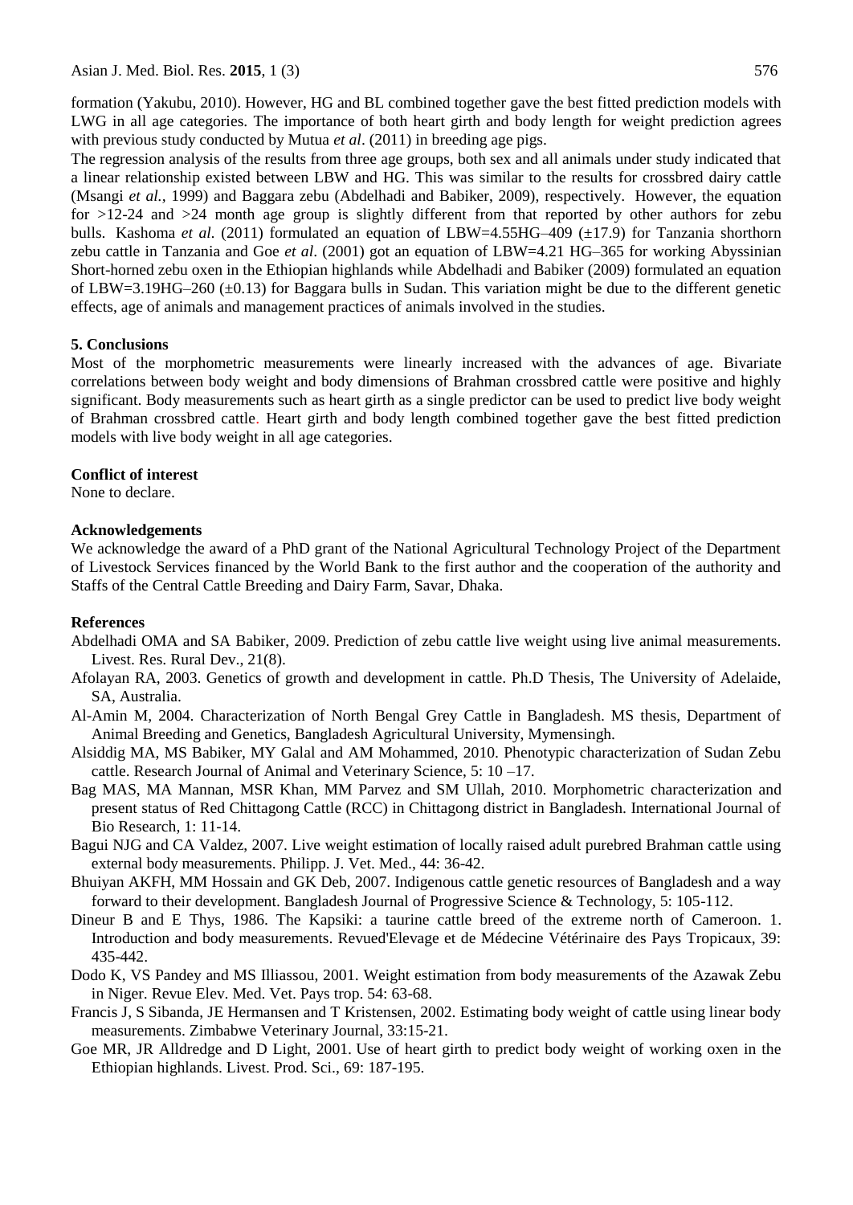formation (Yakubu, 2010). However, HG and BL combined together gave the best fitted prediction models with LWG in all age categories. The importance of both heart girth and body length for weight prediction agrees with previous study conducted by Mutua *et al*. (2011) in breeding age pigs.

The regression analysis of the results from three age groups, both sex and all animals under study indicated that a linear relationship existed between LBW and HG. This was similar to the results for crossbred dairy cattle (Msangi *et al.*, 1999) and Baggara zebu (Abdelhadi and Babiker, 2009), respectively. However, the equation for >12-24 and >24 month age group is slightly different from that reported by other authors for zebu bulls. Kashoma *et al.* (2011) formulated an equation of LBW=4.55HG–409 (±17.9) for Tanzania shorthorn zebu cattle in Tanzania and Goe *et al*. (2001) got an equation of LBW=4.21 HG–365 for working Abyssinian Short-horned zebu oxen in the Ethiopian highlands while Abdelhadi and Babiker (2009) formulated an equation of LBW=3.19HG–260 (±0.13) for Baggara bulls in Sudan. This variation might be due to the different genetic effects, age of animals and management practices of animals involved in the studies.

## 5. Conclusions

Most of the morphometric measurements were linearly increased with the advances of age. Bivariate correlations between body weight and body dimensions of Brahman crossbred cattle were positive and highly significant. Body measurements such as heart girth as a single predictor can be used to predict live body weight of Brahman crossbred cattle. Heart girth and body length combined together gave the best fitted prediction models with live body weight in all age categories.

## Conflict of interest

None to declare.

## Acknowledgements

We acknowledge the award of a PhD grant of the National Agricultural Technology Project of the Department of Livestock Services financed by the World Bank to the first author and the cooperation of the authority and Staffs of the Central Cattle Breeding and Dairy Farm, Savar, Dhaka.

## References

Abdelhadi OMA and SA Babiker, 2009. Prediction of zebu cattle live weight using live animal measurements. Livest. Res. Rural Dev., 21(8).

Afolayan RA, 2003. Genetics of growth and development in cattle. Ph.D Thesis, The University of Adelaide, SA, Australia.

Al-Amin M, 2004. Characterization of North Bengal Grey Cattle in Bangladesh. MS thesis, Department of Animal Breeding and Genetics, Bangladesh Agricultural University, Mymensingh.

Alsiddig MA, MS Babiker, MY Galal and AM Mohammed, 2010. Phenotypic characterization of Sudan Zebu cattle. Research Journal of Animal and Veterinary Science, 5: 10 –17.

Bag MAS, MA Mannan, MSR Khan, MM Parvez and SM Ullah, 2010. Morphometric characterization and present status of Red Chittagong Cattle (RCC) in Chittagong district in Bangladesh. International Journal of Bio Research, 1: 11-14.

Bagui NJG and CA Valdez, 2007. Live weight estimation of locally raised adult purebred Brahman cattle using external body measurements. Philipp. J. Vet. Med., 44: 36-42.

Bhuiyan AKFH, MM Hossain and GK Deb, 2007. Indigenous cattle genetic resources of Bangladesh and a way forward to their development. Bangladesh Journal of Progressive Science & Technology, 5: 105-112.

Dineur B and E Thys, 1986. The Kapsiki: a taurine cattle breed of the extreme north of Cameroon. 1. Introduction and body measurements. Revued'Elevage et de Médecine Vétérinaire des Pays Tropicaux, 39: 435-442.

Dodo K, VS Pandey and MS Illiassou, 2001. Weight estimation from body measurements of the Azawak Zebu in Niger. Revue Elev. Med. Vet. Pays trop. 54: 63-68.

Francis J, S Sibanda, JE Hermansen and T Kristensen, 2002. Estimating body weight of cattle using linear body measurements. Zimbabwe Veterinary Journal, 33:15-21.

Goe MR, JR Alldredge and D Light, 2001. Use of heart girth to predict body weight of working oxen in the Ethiopian highlands. Livest. Prod. Sci., 69: 187-195.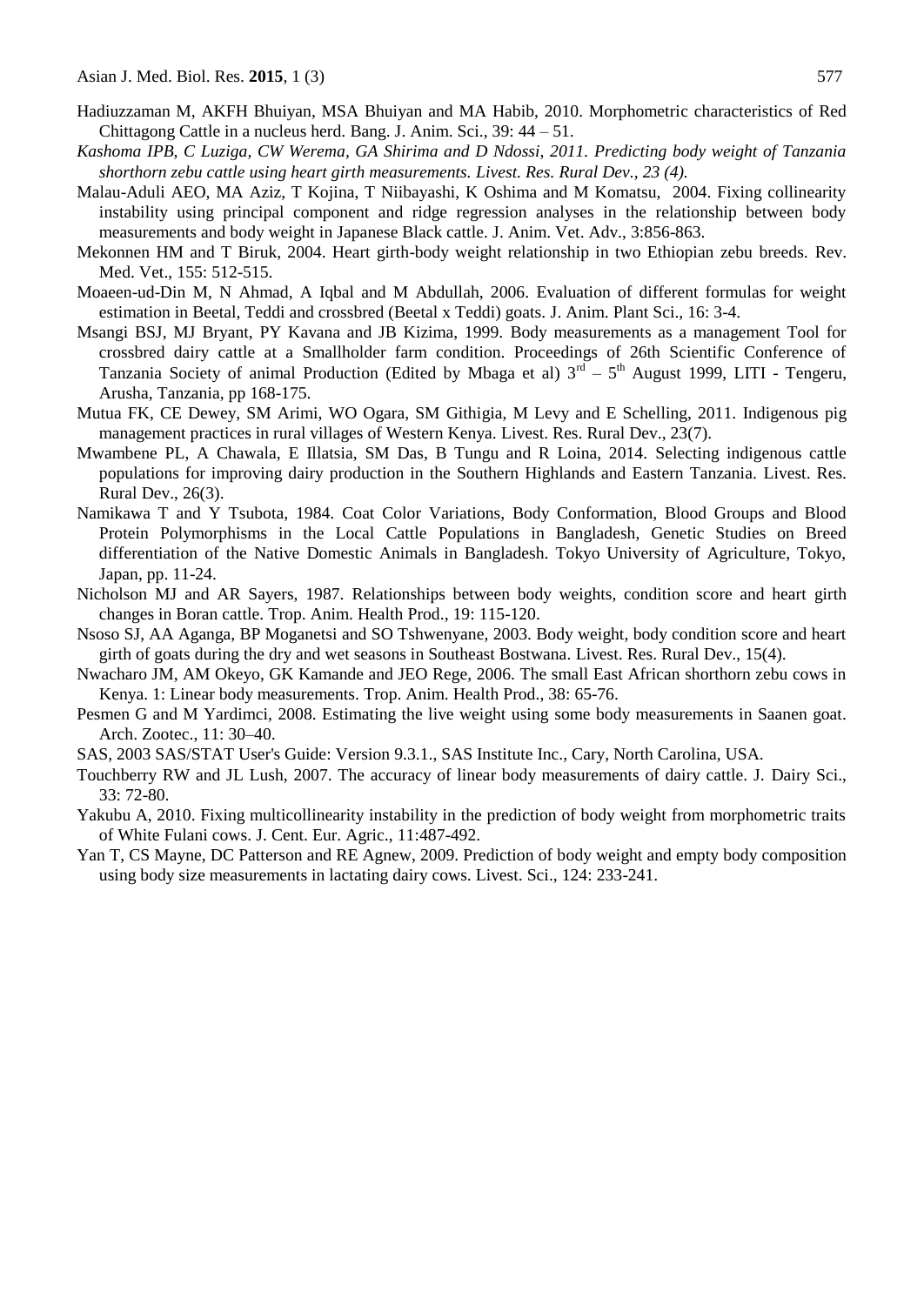Hadiuzzaman M, AKFH Bhuiyan, MSA Bhuiyan and MA Habib, 2010. Morphometric characteristics of Red Chittagong Cattle in a nucleus herd. Bang. J. Anim. Sci., 39: 44 – 51.

*Kashoma IPB, C Luziga, CW Werema, GA Shirima and D Ndossi, 2011. Predicting body weight of Tanzania shorthorn zebu cattle using heart girth measurements. Livest. Res. Rural Dev., 23 (4).*

Malau-Aduli AEO, MA Aziz, T Kojina, T Niibayashi, K Oshima and M Komatsu, 2004. Fixing collinearity instability using principal component and ridge regression analyses in the relationship between body measurements and body weight in Japanese Black cattle. J. Anim. Vet. Adv., 3:856-863.

Mekonnen HM and T Biruk, 2004. Heart girth-body weight relationship in two Ethiopian zebu breeds. Rev. Med. Vet., 155: 512-515.

Moaeen-ud-Din M, N Ahmad, A Iqbal and M Abdullah, 2006. Evaluation of different formulas for weight estimation in Beetal, Teddi and crossbred (Beetal x Teddi) goats. J. Anim. Plant Sci., 16: 3-4.

Msangi BSJ, MJ Bryant, PY Kavana and JB Kizima, 1999. Body measurements as a management Tool for crossbred dairy cattle at a Smallholder farm condition. Proceedings of 26th Scientific Conference of Tanzania Society of animal Production (Edited by Mbaga et al) 3rd – 5th August 1999, LITI - Tengeru, Arusha, Tanzania, pp 168-175.

Mutua FK, CE Dewey, SM Arimi, WO Ogara, SM Githigia, M Levy and E Schelling, 2011. Indigenous pig management practices in rural villages of Western Kenya. Livest. Res. Rural Dev., 23(7).

Mwambene PL, A Chawala, E Illatsia, SM Das, B Tungu and R Loina, 2014. Selecting indigenous cattle populations for improving dairy production in the Southern Highlands and Eastern Tanzania. Livest. Res. Rural Dev., 26(3).

Namikawa T and Y Tsubota, 1984. Coat Color Variations, Body Conformation, Blood Groups and Blood Protein Polymorphisms in the Local Cattle Populations in Bangladesh, Genetic Studies on Breed differentiation of the Native Domestic Animals in Bangladesh. Tokyo University of Agriculture, Tokyo, Japan, pp. 11-24.

Nicholson MJ and AR Sayers, 1987. Relationships between body weights, condition score and heart girth changes in Boran cattle. Trop. Anim. Health Prod., 19: 115-120.

Nsoso SJ, AA Aganga, BP Moganetsi and SO Tshwenyane, 2003. Body weight, body condition score and heart girth of goats during the dry and wet seasons in Southeast Bostwana. Livest. Res. Rural Dev., 15(4).

Nwacharo JM, AM Okeyo, GK Kamande and JEO Rege, 2006. The small East African shorthorn zebu cows in Kenya. 1: Linear body measurements. Trop. Anim. Health Prod., 38: 65-76.

Pesmen G and M Yardimci, 2008. Estimating the live weight using some body measurements in Saanen goat. Arch. Zootec., 11: 30–40.

SAS, 2003 SAS/STAT User's Guide: Version 9.3.1., SAS Institute Inc., Cary, North Carolina, USA.

Touchberry RW and JL Lush, 2007. The accuracy of linear body measurements of dairy cattle. J. Dairy Sci., 33: 72-80.

Yakubu A, 2010. Fixing multicollinearity instability in the prediction of body weight from morphometric traits of White Fulani cows. J. Cent. Eur. Agric., 11:487-492.

Yan T, CS Mayne, DC Patterson and RE Agnew, 2009. Prediction of body weight and empty body composition using body size measurements in lactating dairy cows. Livest. Sci., 124: 233-241.